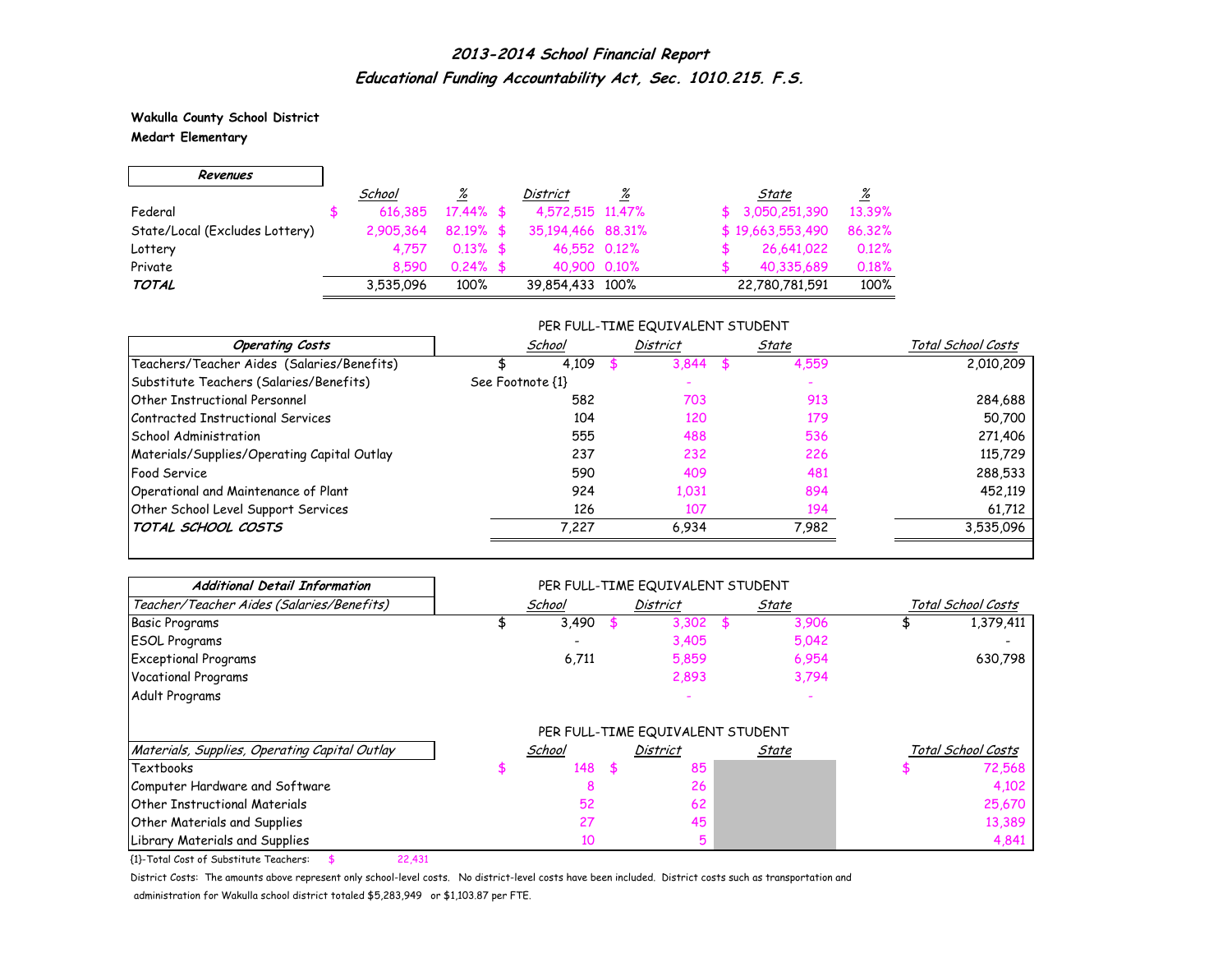# 2013-2014 School Financial Report

## Educational Funding Accountability Act, Sec. 1010.215. F.S.

**Wakulla County School District**
**Medart Elementary**

| Revenues | School | % | District | % | State | % |
|---|---|---|---|---|---|---|
| Federal | $ 616,385 | 17.44% | $ 4,572,515 | 11.47% | $ 3,050,251,390 | 13.39% |
| State/Local (Excludes Lottery) | 2,905,364 | 82.19% | $ 35,194,466 | 88.31% | $ 19,663,553,490 | 86.32% |
| Lottery | 4,757 | 0.13% | $ 46,552 | 0.12% | $ 26,641,022 | 0.12% |
| Private | 8,590 | 0.24% | $ 40,900 | 0.10% | $ 40,335,689 | 0.18% |
| **TOTAL** | 3,535,096 | 100% | 39,854,433 | 100% | 22,780,781,591 | 100% |

PER FULL-TIME EQUIVALENT STUDENT

| Operating Costs | School | District | State | Total School Costs |
|---|---|---|---|---|
| Teachers/Teacher Aides (Salaries/Benefits) | $ 4,109 | $ 3,844 | $ 4,559 | 2,010,209 |
| Substitute Teachers (Salaries/Benefits) | See Footnote {1} | - | - | |
| Other Instructional Personnel | 582 | 703 | 913 | 284,688 |
| Contracted Instructional Services | 104 | 120 | 179 | 50,700 |
| School Administration | 555 | 488 | 536 | 271,406 |
| Materials/Supplies/Operating Capital Outlay | 237 | 232 | 226 | 115,729 |
| Food Service | 590 | 409 | 481 | 288,533 |
| Operational and Maintenance of Plant | 924 | 1,031 | 894 | 452,119 |
| Other School Level Support Services | 126 | 107 | 194 | 61,712 |
| **TOTAL SCHOOL COSTS** | 7,227 | 6,934 | 7,982 | 3,535,096 |

PER FULL-TIME EQUIVALENT STUDENT

| Additional Detail Information<br>Teacher/Teacher Aides (Salaries/Benefits) | School | District | State | Total School Costs |
|---|---|---|---|---|
| Basic Programs | $ 3,490 | $ 3,302 | $ 3,906 | $ 1,379,411 |
| ESOL Programs | - | 3,405 | 5,042 | - |
| Exceptional Programs | 6,711 | 5,859 | 6,954 | 630,798 |
| Vocational Programs | | 2,893 | 3,794 | |
| Adult Programs | | - | - | |

PER FULL-TIME EQUIVALENT STUDENT

| Materials, Supplies, Operating Capital Outlay | School | District | State | Total School Costs |
|---|---|---|---|---|
| Textbooks | $ 148 | $ 85 | | $ 72,568 |
| Computer Hardware and Software | 8 | 26 | | 4,102 |
| Other Instructional Materials | 52 | 62 | | 25,670 |
| Other Materials and Supplies | 27 | 45 | | 13,389 |
| Library Materials and Supplies | 10 | 5 | | 4,841 |

{1}-Total Cost of Substitute Teachers: $ 22,431

District Costs: The amounts above represent only school-level costs. No district-level costs have been included. District costs such as transportation and administration for Wakulla school district totaled $5,283,949 or $1,103.87 per FTE.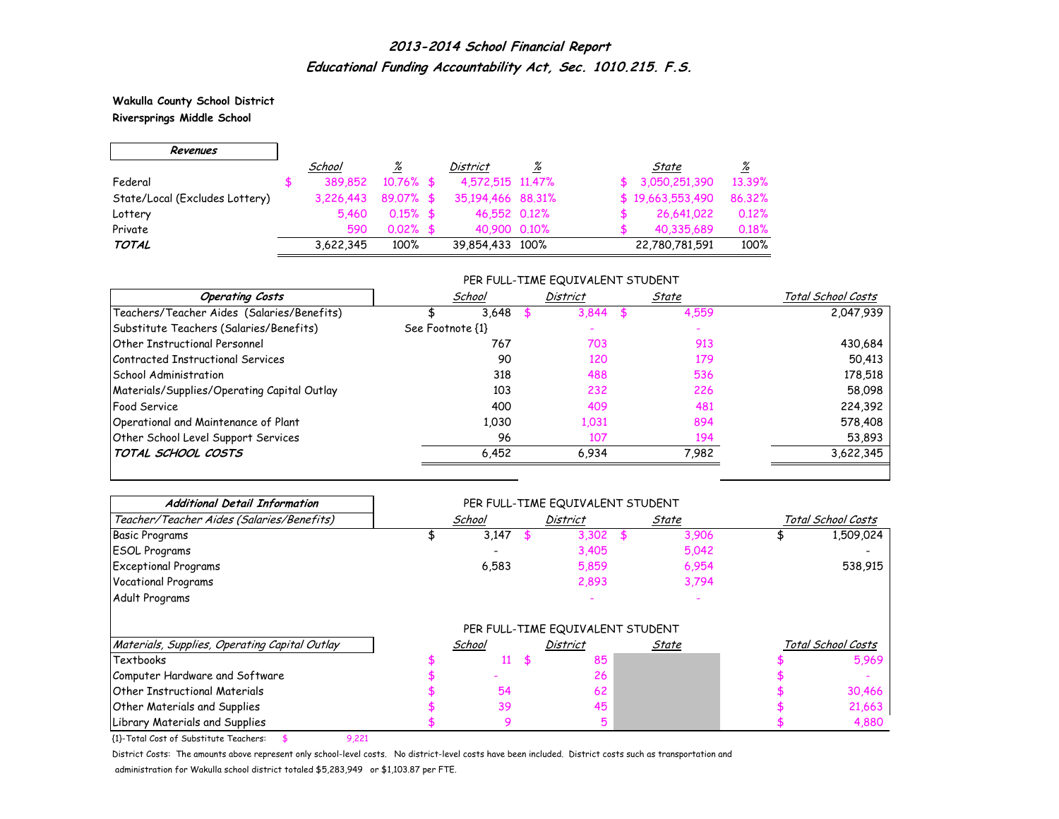# 2013-2014 School Financial Report

## Educational Funding Accountability Act, Sec. 1010.215. F.S.

**Wakulla County School District**
**Riversprings Middle School**

| Revenues | School | % | District | % | State | % |
|---|---|---|---|---|---|---|
| Federal | $ 389,852 | 10.76% | $ 4,572,515 | 11.47% | $ 3,050,251,390 | 13.39% |
| State/Local (Excludes Lottery) | 3,226,443 | 89.07% | $ 35,194,466 | 88.31% | $ 19,663,553,490 | 86.32% |
| Lottery | 5,460 | 0.15% | $ 46,552 | 0.12% | $ 26,641,022 | 0.12% |
| Private | 590 | 0.02% | $ 40,900 | 0.10% | $ 40,335,689 | 0.18% |
| ***TOTAL*** | 3,622,345 | 100% | 39,854,433 | 100% | 22,780,781,591 | 100% |

PER FULL-TIME EQUIVALENT STUDENT

| Operating Costs | School | District | State | Total School Costs |
|---|---|---|---|---|
| Teachers/Teacher Aides (Salaries/Benefits) | $ 3,648 | $ 3,844 | $ 4,559 | 2,047,939 |
| Substitute Teachers (Salaries/Benefits) | See Footnote {1} | - | - | |
| Other Instructional Personnel | 767 | 703 | 913 | 430,684 |
| Contracted Instructional Services | 90 | 120 | 179 | 50,413 |
| School Administration | 318 | 488 | 536 | 178,518 |
| Materials/Supplies/Operating Capital Outlay | 103 | 232 | 226 | 58,098 |
| Food Service | 400 | 409 | 481 | 224,392 |
| Operational and Maintenance of Plant | 1,030 | 1,031 | 894 | 578,408 |
| Other School Level Support Services | 96 | 107 | 194 | 53,893 |
| ***TOTAL SCHOOL COSTS*** | 6,452 | 6,934 | 7,982 | 3,622,345 |

PER FULL-TIME EQUIVALENT STUDENT

| Additional Detail Information<br>Teacher/Teacher Aides (Salaries/Benefits) | School | District | State | Total School Costs |
|---|---|---|---|---|
| Basic Programs | $ 3,147 | $ 3,302 | $ 3,906 | $ 1,509,024 |
| ESOL Programs | - | 3,405 | 5,042 | - |
| Exceptional Programs | 6,583 | 5,859 | 6,954 | 538,915 |
| Vocational Programs | | 2,893 | 3,794 | |
| Adult Programs | | - | - | |

PER FULL-TIME EQUIVALENT STUDENT

| Materials, Supplies, Operating Capital Outlay | School | District | State | Total School Costs |
|---|---|---|---|---|
| Textbooks | $ 11 | $ 85 | | $ 5,969 |
| Computer Hardware and Software | $ - | 26 | | $ - |
| Other Instructional Materials | $ 54 | 62 | | $ 30,466 |
| Other Materials and Supplies | $ 39 | 45 | | $ 21,663 |
| Library Materials and Supplies | $ 9 | 5 | | $ 4,880 |

{1}-Total Cost of Substitute Teachers: $ 9,221

District Costs: The amounts above represent only school-level costs. No district-level costs have been included. District costs such as transportation and administration for Wakulla school district totaled $5,283,949 or $1,103.87 per FTE.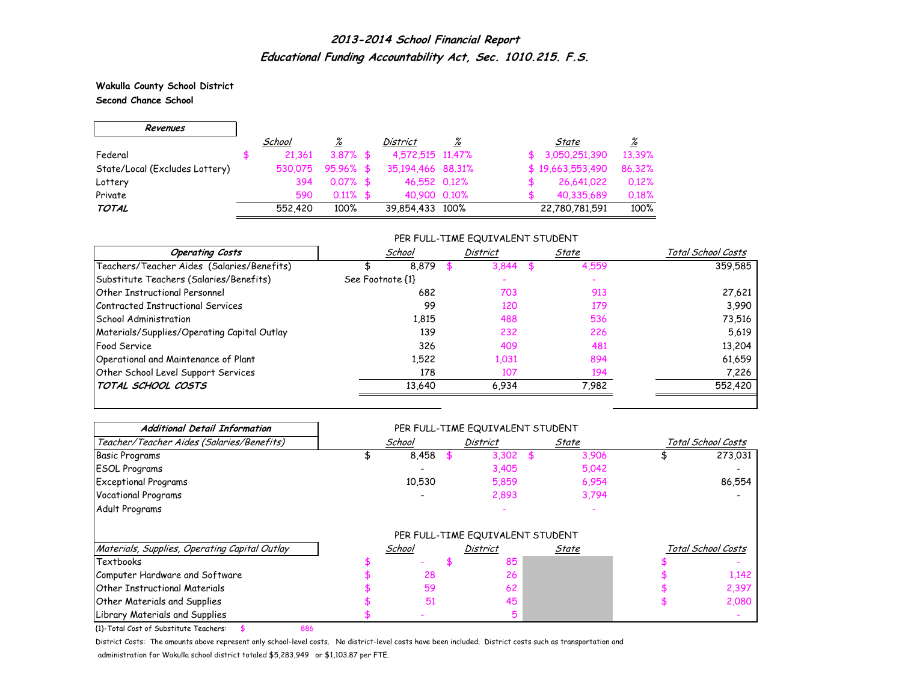# 2013-2014 School Financial Report

## Educational Funding Accountability Act, Sec. 1010.215. F.S.

**Wakulla County School District**
**Second Chance School**

| Revenues | School | % | District | % | State | % |
|---|---|---|---|---|---|---|
| Federal | $ 21,361 | 3.87% | $ 4,572,515 | 11.47% | $ 3,050,251,390 | 13.39% |
| State/Local (Excludes Lottery) | 530,075 | 95.96% | $ 35,194,466 | 88.31% | $ 19,663,553,490 | 86.32% |
| Lottery | 394 | 0.07% | $ 46,552 | 0.12% | $ 26,641,022 | 0.12% |
| Private | 590 | 0.11% | $ 40,900 | 0.10% | $ 40,335,689 | 0.18% |
| ***TOTAL*** | 552,420 | 100% | 39,854,433 | 100% | 22,780,781,591 | 100% |

PER FULL-TIME EQUIVALENT STUDENT

| Operating Costs | School | District | State | Total School Costs |
|---|---|---|---|---|
| Teachers/Teacher Aides (Salaries/Benefits) | $ 8,879 | $ 3,844 | $ 4,559 | 359,585 |
| Substitute Teachers (Salaries/Benefits) | See Footnote {1} | - | - | |
| Other Instructional Personnel | 682 | 703 | 913 | 27,621 |
| Contracted Instructional Services | 99 | 120 | 179 | 3,990 |
| School Administration | 1,815 | 488 | 536 | 73,516 |
| Materials/Supplies/Operating Capital Outlay | 139 | 232 | 226 | 5,619 |
| Food Service | 326 | 409 | 481 | 13,204 |
| Operational and Maintenance of Plant | 1,522 | 1,031 | 894 | 61,659 |
| Other School Level Support Services | 178 | 107 | 194 | 7,226 |
| ***TOTAL SCHOOL COSTS*** | 13,640 | 6,934 | 7,982 | 552,420 |

PER FULL-TIME EQUIVALENT STUDENT

| Additional Detail Information<br>Teacher/Teacher Aides (Salaries/Benefits) | School | District | State | Total School Costs |
|---|---|---|---|---|
| Basic Programs | $ 8,458 | $ 3,302 | $ 3,906 | $ 273,031 |
| ESOL Programs | - | 3,405 | 5,042 | - |
| Exceptional Programs | 10,530 | 5,859 | 6,954 | 86,554 |
| Vocational Programs | - | 2,893 | 3,794 | - |
| Adult Programs | | - | - | |

PER FULL-TIME EQUIVALENT STUDENT

| Materials, Supplies, Operating Capital Outlay | School | District | State | Total School Costs |
|---|---|---|---|---|
| Textbooks | $ - | $ 85 | | $ - |
| Computer Hardware and Software | $ 28 | 26 | | $ 1,142 |
| Other Instructional Materials | $ 59 | 62 | | $ 2,397 |
| Other Materials and Supplies | $ 51 | 45 | | $ 2,080 |
| Library Materials and Supplies | $ - | 5 | | - |

{1}-Total Cost of Substitute Teachers: $ 886

District Costs: The amounts above represent only school-level costs. No district-level costs have been included. District costs such as transportation and administration for Wakulla school district totaled $5,283,949 or $1,103.87 per FTE.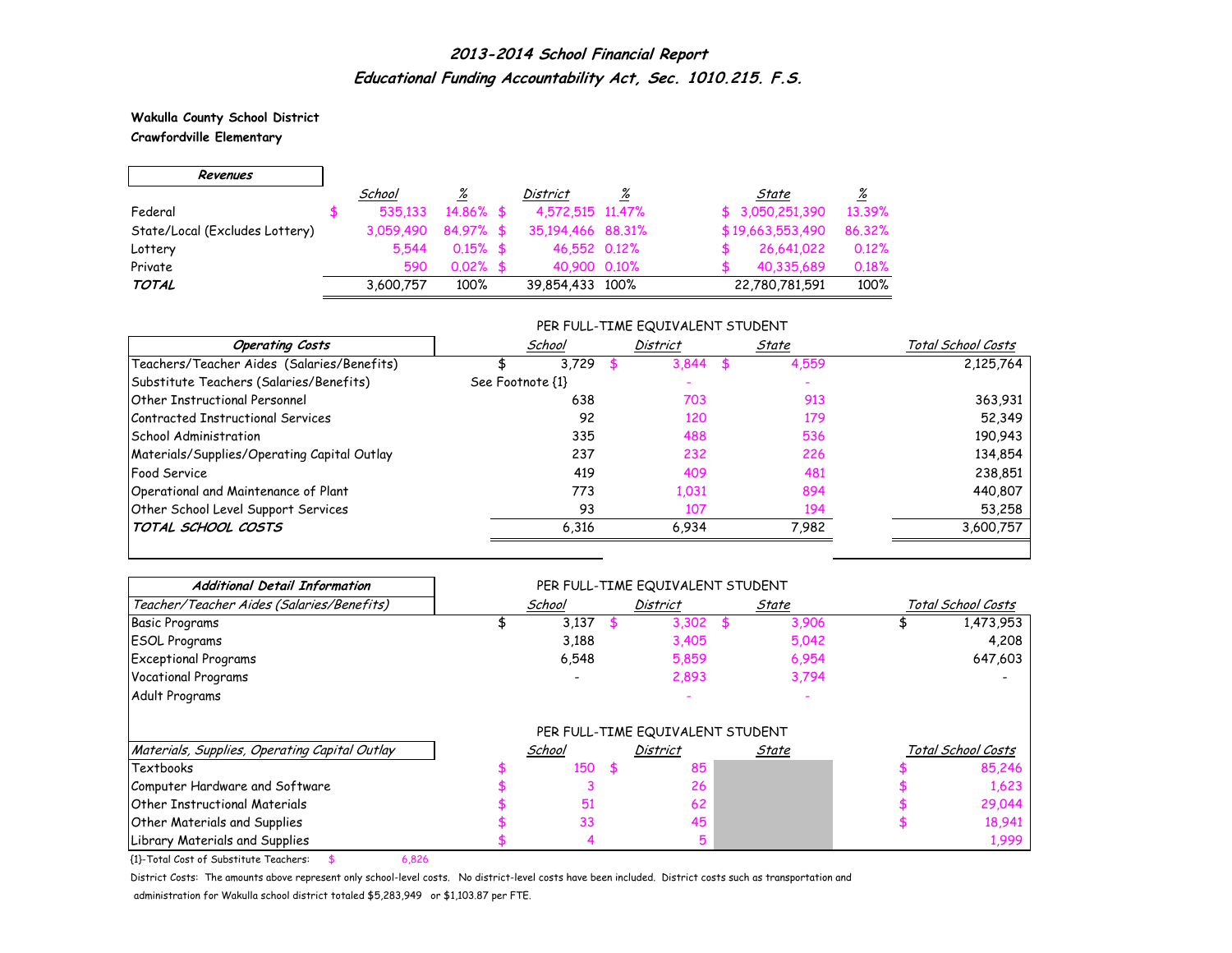# *2013-2014 School Financial Report*

## *Educational Funding Accountability Act, Sec. 1010.215. F.S.*

**Wakulla County School District**
**Crawfordville Elementary**

| *Revenues* | *School* | *%* | *District* | *%* | *State* | *%* |
|---|---|---|---|---|---|---|
| Federal | $ 535,133 | 14.86% | $ 4,572,515 | 11.47% | $ 3,050,251,390 | 13.39% |
| State/Local (Excludes Lottery) | 3,059,490 | 84.97% | $ 35,194,466 | 88.31% | $ 19,663,553,490 | 86.32% |
| Lottery | 5,544 | 0.15% | $ 46,552 | 0.12% | $ 26,641,022 | 0.12% |
| Private | 590 | 0.02% | $ 40,900 | 0.10% | $ 40,335,689 | 0.18% |
| ***TOTAL*** | 3,600,757 | 100% | 39,854,433 | 100% | 22,780,781,591 | 100% |

PER FULL-TIME EQUIVALENT STUDENT

| *Operating Costs* | *School* | *District* | *State* | *Total School Costs* |
|---|---|---|---|---|
| Teachers/Teacher Aides (Salaries/Benefits) | $ 3,729 | $ 3,844 | $ 4,559 | 2,125,764 |
| Substitute Teachers (Salaries/Benefits) | See Footnote {1} | - | - | |
| Other Instructional Personnel | 638 | 703 | 913 | 363,931 |
| Contracted Instructional Services | 92 | 120 | 179 | 52,349 |
| School Administration | 335 | 488 | 536 | 190,943 |
| Materials/Supplies/Operating Capital Outlay | 237 | 232 | 226 | 134,854 |
| Food Service | 419 | 409 | 481 | 238,851 |
| Operational and Maintenance of Plant | 773 | 1,031 | 894 | 440,807 |
| Other School Level Support Services | 93 | 107 | 194 | 53,258 |
| ***TOTAL SCHOOL COSTS*** | 6,316 | 6,934 | 7,982 | 3,600,757 |

PER FULL-TIME EQUIVALENT STUDENT

| *Additional Detail Information* | | | | |
|---|---|---|---|---|
| *Teacher/Teacher Aides (Salaries/Benefits)* | *School* | *District* | *State* | *Total School Costs* |
| Basic Programs | $ 3,137 | $ 3,302 | $ 3,906 | $ 1,473,953 |
| ESOL Programs | 3,188 | 3,405 | 5,042 | 4,208 |
| Exceptional Programs | 6,548 | 5,859 | 6,954 | 647,603 |
| Vocational Programs | - | 2,893 | 3,794 | - |
| Adult Programs | | - | - | |

PER FULL-TIME EQUIVALENT STUDENT

| *Materials, Supplies, Operating Capital Outlay* | *School* | *District* | *State* | *Total School Costs* |
|---|---|---|---|---|
| Textbooks | $ 150 | $ 85 | | $ 85,246 |
| Computer Hardware and Software | $ 3 | 26 | | $ 1,623 |
| Other Instructional Materials | $ 51 | 62 | | $ 29,044 |
| Other Materials and Supplies | $ 33 | 45 | | $ 18,941 |
| Library Materials and Supplies | $ 4 | 5 | | 1,999 |

{1}-Total Cost of Substitute Teachers: $ 6,826

District Costs: The amounts above represent only school-level costs. No district-level costs have been included. District costs such as transportation and administration for Wakulla school district totaled $5,283,949 or $1,103.87 per FTE.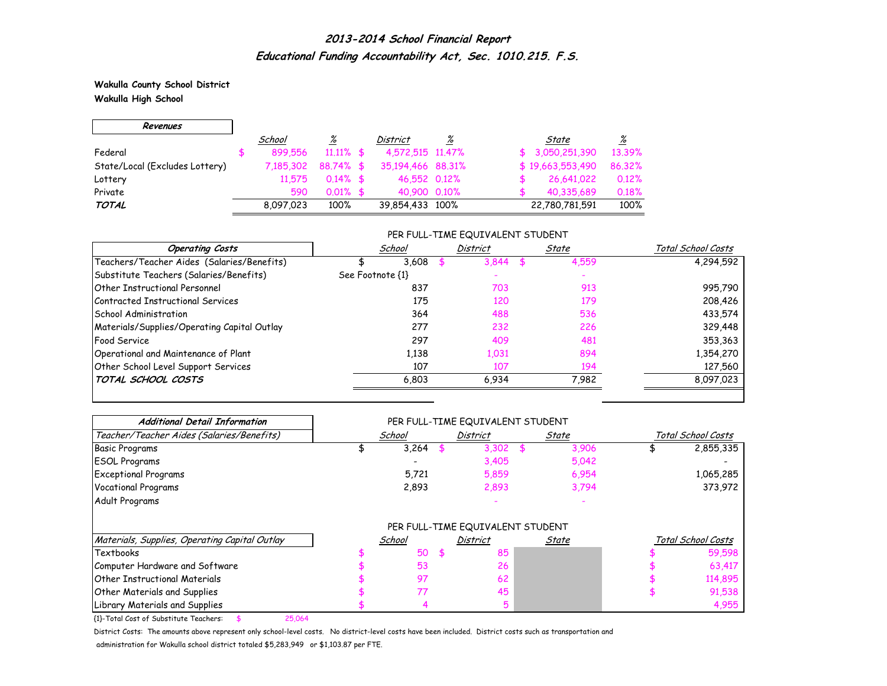# *2013-2014 School Financial Report*

## *Educational Funding Accountability Act, Sec. 1010.215. F.S.*

**Wakulla County School District**

**Wakulla High School**

| *Revenues* | *School* | *%* | *District* | *%* | *State* | *%* |
|---|---|---|---|---|---|---|
| Federal | $ 899,556 | 11.11% | $ 4,572,515 | 11.47% | $ 3,050,251,390 | 13.39% |
| State/Local (Excludes Lottery) | 7,185,302 | 88.74% | $ 35,194,466 | 88.31% | $ 19,663,553,490 | 86.32% |
| Lottery | 11,575 | 0.14% | $ 46,552 | 0.12% | $ 26,641,022 | 0.12% |
| Private | 590 | 0.01% | $ 40,900 | 0.10% | $ 40,335,689 | 0.18% |
| ***TOTAL*** | 8,097,023 | 100% | 39,854,433 | 100% | 22,780,781,591 | 100% |

| *Operating Costs* | PER FULL-TIME EQUIVALENT STUDENT *School* | *District* | *State* | *Total School Costs* |
|---|---|---|---|---|
| Teachers/Teacher Aides (Salaries/Benefits) | $ 3,608 | $ 3,844 | $ 4,559 | 4,294,592 |
| Substitute Teachers (Salaries/Benefits) | See Footnote {1} | - | - | |
| Other Instructional Personnel | 837 | 703 | 913 | 995,790 |
| Contracted Instructional Services | 175 | 120 | 179 | 208,426 |
| School Administration | 364 | 488 | 536 | 433,574 |
| Materials/Supplies/Operating Capital Outlay | 277 | 232 | 226 | 329,448 |
| Food Service | 297 | 409 | 481 | 353,363 |
| Operational and Maintenance of Plant | 1,138 | 1,031 | 894 | 1,354,270 |
| Other School Level Support Services | 107 | 107 | 194 | 127,560 |
| ***TOTAL SCHOOL COSTS*** | 6,803 | 6,934 | 7,982 | 8,097,023 |

| *Additional Detail Information* | PER FULL-TIME EQUIVALENT STUDENT | | | |
|---|---|---|---|---|
| *Teacher/Teacher Aides (Salaries/Benefits)* | *School* | *District* | *State* | *Total School Costs* |
| Basic Programs | $ 3,264 | $ 3,302 | $ 3,906 | $ 2,855,335 |
| ESOL Programs | - | 3,405 | 5,042 | - |
| Exceptional Programs | 5,721 | 5,859 | 6,954 | 1,065,285 |
| Vocational Programs | 2,893 | 2,893 | 3,794 | 373,972 |
| Adult Programs | | - | - | |

| *Materials, Supplies, Operating Capital Outlay* | PER FULL-TIME EQUIVALENT STUDENT *School* | *District* | *State* | *Total School Costs* |
|---|---|---|---|---|
| Textbooks | $ 50 | $ 85 | | $ 59,598 |
| Computer Hardware and Software | $ 53 | 26 | | $ 63,417 |
| Other Instructional Materials | $ 97 | 62 | | $ 114,895 |
| Other Materials and Supplies | $ 77 | 45 | | $ 91,538 |
| Library Materials and Supplies | $ 4 | 5 | | 4,955 |

{1}-Total Cost of Substitute Teachers: $ 25,064

District Costs: The amounts above represent only school-level costs. No district-level costs have been included. District costs such as transportation and administration for Wakulla school district totaled $5,283,949 or $1,103.87 per FTE.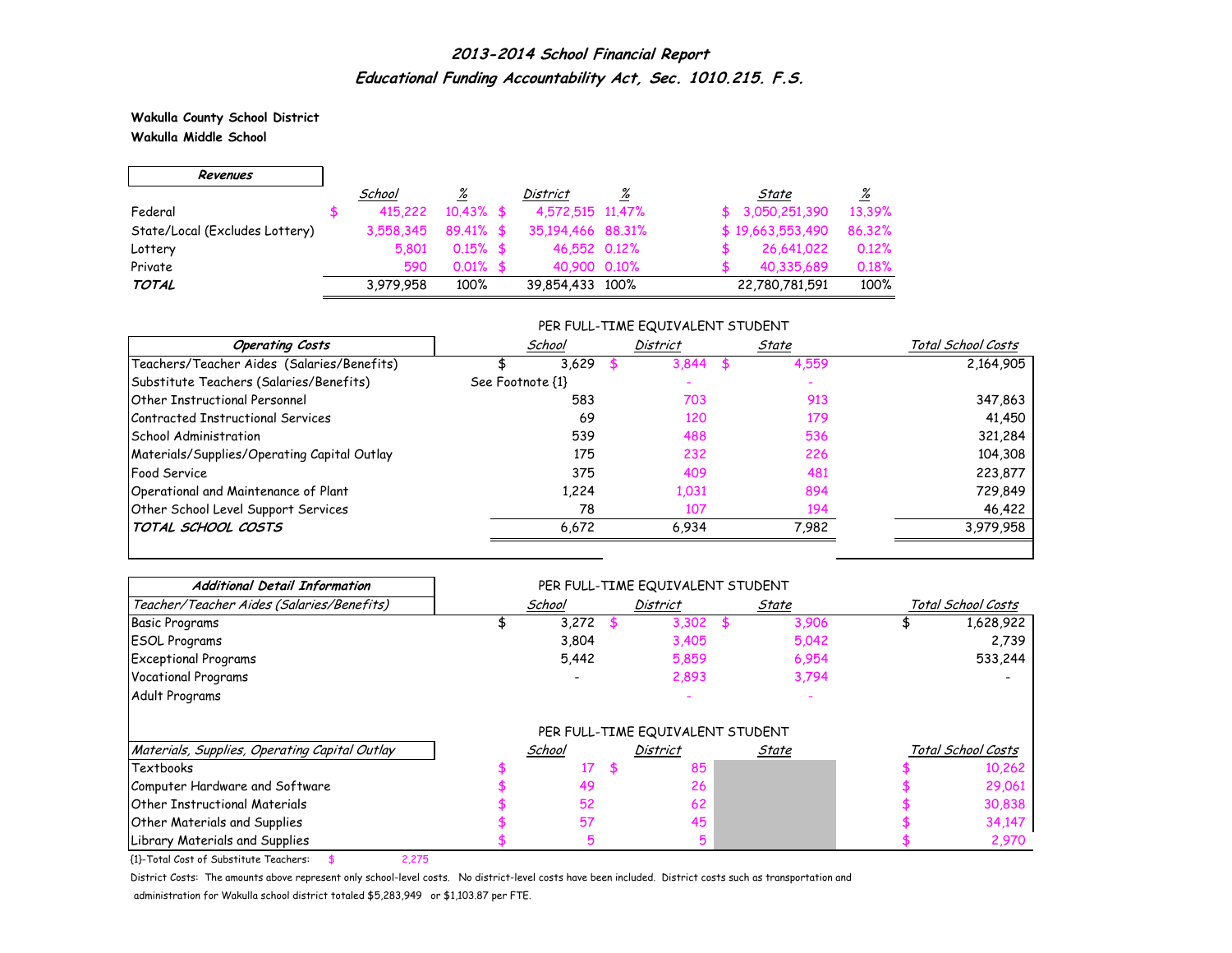# *2013-2014 School Financial Report*
## *Educational Funding Accountability Act, Sec. 1010.215. F.S.*

**Wakulla County School District**
**Wakulla Middle School**

| *Revenues* | *School* | *%* | *District* | *%* | *State* | *%* |
|---|---|---|---|---|---|---|
| Federal | $ 415,222 | 10.43% | $ 4,572,515 | 11.47% | $ 3,050,251,390 | 13.39% |
| State/Local (Excludes Lottery) | 3,558,345 | 89.41% | $ 35,194,466 | 88.31% | $ 19,663,553,490 | 86.32% |
| Lottery | 5,801 | 0.15% | $ 46,552 | 0.12% | $ 26,641,022 | 0.12% |
| Private | 590 | 0.01% | $ 40,900 | 0.10% | $ 40,335,689 | 0.18% |
| ***TOTAL*** | 3,979,958 | 100% | 39,854,433 | 100% | 22,780,781,591 | 100% |

| *Operating Costs* | PER FULL-TIME EQUIVALENT STUDENT *School* | *District* | *State* | *Total School Costs* |
|---|---|---|---|---|
| Teachers/Teacher Aides (Salaries/Benefits) | $ 3,629 | $ 3,844 | $ 4,559 | 2,164,905 |
| Substitute Teachers (Salaries/Benefits) | See Footnote {1} | - | - | |
| Other Instructional Personnel | 583 | 703 | 913 | 347,863 |
| Contracted Instructional Services | 69 | 120 | 179 | 41,450 |
| School Administration | 539 | 488 | 536 | 321,284 |
| Materials/Supplies/Operating Capital Outlay | 175 | 232 | 226 | 104,308 |
| Food Service | 375 | 409 | 481 | 223,877 |
| Operational and Maintenance of Plant | 1,224 | 1,031 | 894 | 729,849 |
| Other School Level Support Services | 78 | 107 | 194 | 46,422 |
| ***TOTAL SCHOOL COSTS*** | 6,672 | 6,934 | 7,982 | 3,979,958 |

| *Additional Detail Information* | PER FULL-TIME EQUIVALENT STUDENT | | | |
|---|---|---|---|---|
| *Teacher/Teacher Aides (Salaries/Benefits)* | *School* | *District* | *State* | *Total School Costs* |
| Basic Programs | $ 3,272 | $ 3,302 | $ 3,906 | $ 1,628,922 |
| ESOL Programs | 3,804 | 3,405 | 5,042 | 2,739 |
| Exceptional Programs | 5,442 | 5,859 | 6,954 | 533,244 |
| Vocational Programs | - | 2,893 | 3,794 | - |
| Adult Programs | | - | - | |

| *Materials, Supplies, Operating Capital Outlay* | PER FULL-TIME EQUIVALENT STUDENT *School* | *District* | *State* | *Total School Costs* |
|---|---|---|---|---|
| Textbooks | $ 17 | $ 85 | | $ 10,262 |
| Computer Hardware and Software | $ 49 | 26 | | $ 29,061 |
| Other Instructional Materials | $ 52 | 62 | | $ 30,838 |
| Other Materials and Supplies | $ 57 | 45 | | $ 34,147 |
| Library Materials and Supplies | $ 5 | 5 | | $ 2,970 |

{1}-Total Cost of Substitute Teachers: $ 2,275

District Costs: The amounts above represent only school-level costs. No district-level costs have been included. District costs such as transportation and administration for Wakulla school district totaled $5,283,949 or $1,103.87 per FTE.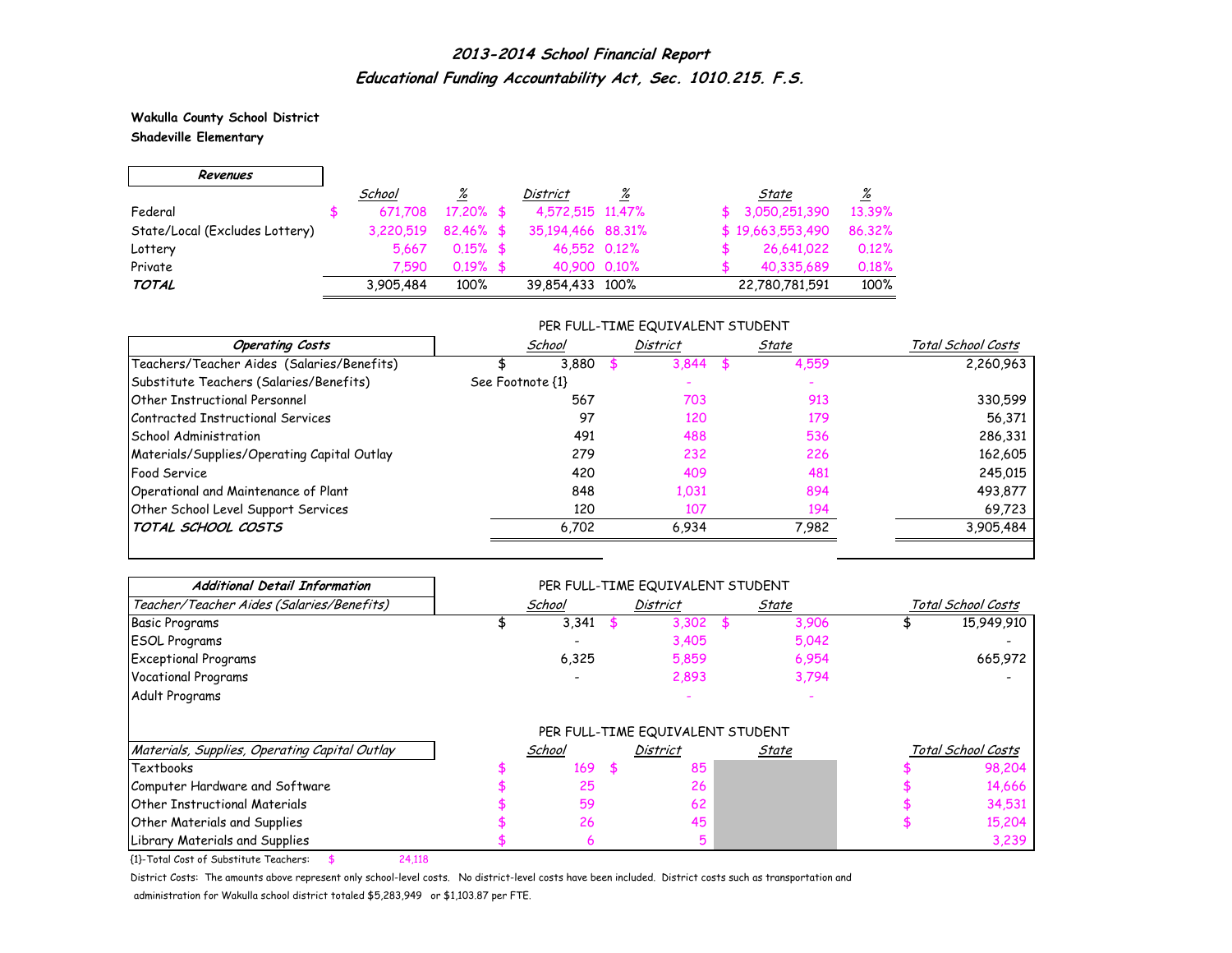# *2013-2014 School Financial Report*

## *Educational Funding Accountability Act, Sec. 1010.215. F.S.*

**Wakulla County School District**
**Shadeville Elementary**

| ***Revenues*** | *School* | *%* | *District* | *%* | *State* | *%* |
|---|---|---|---|---|---|---|
| Federal | $ 671,708 | 17.20% | $ 4,572,515 | 11.47% | $ 3,050,251,390 | 13.39% |
| State/Local (Excludes Lottery) | 3,220,519 | 82.46% | $ 35,194,466 | 88.31% | $ 19,663,553,490 | 86.32% |
| Lottery | 5,667 | 0.15% | $ 46,552 | 0.12% | $ 26,641,022 | 0.12% |
| Private | 7,590 | 0.19% | $ 40,900 | 0.10% | $ 40,335,689 | 0.18% |
| ***TOTAL*** | 3,905,484 | 100% | 39,854,433 | 100% | 22,780,781,591 | 100% |

PER FULL-TIME EQUIVALENT STUDENT

| ***Operating Costs*** | *School* | *District* | *State* | *Total School Costs* |
|---|---|---|---|---|
| Teachers/Teacher Aides (Salaries/Benefits) | $ 3,880 | $ 3,844 | $ 4,559 | 2,260,963 |
| Substitute Teachers (Salaries/Benefits) | See Footnote {1} | - | - | |
| Other Instructional Personnel | 567 | 703 | 913 | 330,599 |
| Contracted Instructional Services | 97 | 120 | 179 | 56,371 |
| School Administration | 491 | 488 | 536 | 286,331 |
| Materials/Supplies/Operating Capital Outlay | 279 | 232 | 226 | 162,605 |
| Food Service | 420 | 409 | 481 | 245,015 |
| Operational and Maintenance of Plant | 848 | 1,031 | 894 | 493,877 |
| Other School Level Support Services | 120 | 107 | 194 | 69,723 |
| ***TOTAL SCHOOL COSTS*** | 6,702 | 6,934 | 7,982 | 3,905,484 |

PER FULL-TIME EQUIVALENT STUDENT

| ***Additional Detail Information*** | | | | |
|---|---|---|---|---|
| *Teacher/Teacher Aides (Salaries/Benefits)* | *School* | *District* | *State* | *Total School Costs* |
| Basic Programs | $ 3,341 | $ 3,302 | $ 3,906 | $ 15,949,910 |
| ESOL Programs | - | 3,405 | 5,042 | - |
| Exceptional Programs | 6,325 | 5,859 | 6,954 | 665,972 |
| Vocational Programs | - | 2,893 | 3,794 | - |
| Adult Programs | | - | - | |

PER FULL-TIME EQUIVALENT STUDENT

| *Materials, Supplies, Operating Capital Outlay* | *School* | *District* | *State* | *Total School Costs* |
|---|---|---|---|---|
| Textbooks | $ 169 | $ 85 | | $ 98,204 |
| Computer Hardware and Software | $ 25 | 26 | | $ 14,666 |
| Other Instructional Materials | $ 59 | 62 | | $ 34,531 |
| Other Materials and Supplies | $ 26 | 45 | | $ 15,204 |
| Library Materials and Supplies | $ 6 | 5 | | 3,239 |

{1}-Total Cost of Substitute Teachers: $ 24,118

District Costs: The amounts above represent only school-level costs. No district-level costs have been included. District costs such as transportation and administration for Wakulla school district totaled $5,283,949 or $1,103.87 per FTE.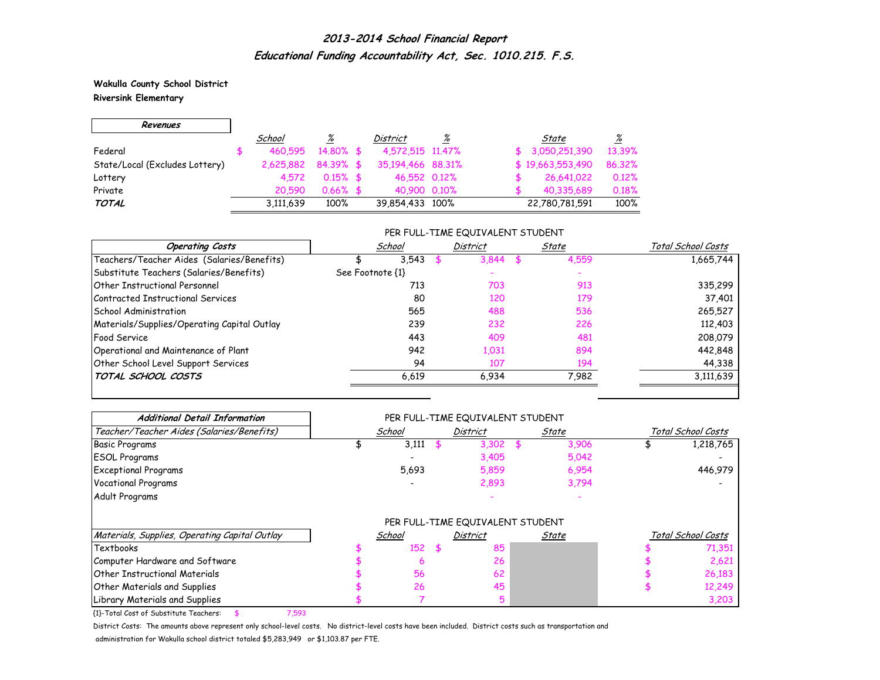## *2013-2014 School Financial Report*
## *Educational Funding Accountability Act, Sec. 1010.215. F.S.*

**Wakulla County School District**
**Riversink Elementary**

| ***Revenues*** | *School* | *%* | *District* | *%* | *State* | *%* |
|---|---|---|---|---|---|---|
| Federal | $ 460,595 | 14.80% | $ 4,572,515 | 11.47% | $ 3,050,251,390 | 13.39% |
| State/Local (Excludes Lottery) | 2,625,882 | 84.39% | $ 35,194,466 | 88.31% | $ 19,663,553,490 | 86.32% |
| Lottery | 4,572 | 0.15% | $ 46,552 | 0.12% | $ 26,641,022 | 0.12% |
| Private | 20,590 | 0.66% | $ 40,900 | 0.10% | $ 40,335,689 | 0.18% |
| ***TOTAL*** | 3,111,639 | 100% | 39,854,433 | 100% | 22,780,781,591 | 100% |

PER FULL-TIME EQUIVALENT STUDENT

| ***Operating Costs*** | *School* | *District* | *State* | *Total School Costs* |
|---|---|---|---|---|
| Teachers/Teacher Aides (Salaries/Benefits) | $ 3,543 | $ 3,844 | $ 4,559 | 1,665,744 |
| Substitute Teachers (Salaries/Benefits) | See Footnote {1} | - | - | |
| Other Instructional Personnel | 713 | 703 | 913 | 335,299 |
| Contracted Instructional Services | 80 | 120 | 179 | 37,401 |
| School Administration | 565 | 488 | 536 | 265,527 |
| Materials/Supplies/Operating Capital Outlay | 239 | 232 | 226 | 112,403 |
| Food Service | 443 | 409 | 481 | 208,079 |
| Operational and Maintenance of Plant | 942 | 1,031 | 894 | 442,848 |
| Other School Level Support Services | 94 | 107 | 194 | 44,338 |
| ***TOTAL SCHOOL COSTS*** | 6,619 | 6,934 | 7,982 | 3,111,639 |

PER FULL-TIME EQUIVALENT STUDENT

| ***Additional Detail Information*** | | | | |
|---|---|---|---|---|
| *Teacher/Teacher Aides (Salaries/Benefits)* | *School* | *District* | *State* | *Total School Costs* |
| Basic Programs | $ 3,111 | $ 3,302 | $ 3,906 | $ 1,218,765 |
| ESOL Programs | - | 3,405 | 5,042 | - |
| Exceptional Programs | 5,693 | 5,859 | 6,954 | 446,979 |
| Vocational Programs | - | 2,893 | 3,794 | - |
| Adult Programs | | - | - | |

PER FULL-TIME EQUIVALENT STUDENT

| *Materials, Supplies, Operating Capital Outlay* | *School* | *District* | *State* | *Total School Costs* |
|---|---|---|---|---|
| Textbooks | $ 152 | $ 85 | | $ 71,351 |
| Computer Hardware and Software | $ 6 | 26 | | $ 2,621 |
| Other Instructional Materials | $ 56 | 62 | | $ 26,183 |
| Other Materials and Supplies | $ 26 | 45 | | $ 12,249 |
| Library Materials and Supplies | $ 7 | 5 | | 3,203 |

{1}-Total Cost of Substitute Teachers: $ 7,593

District Costs: The amounts above represent only school-level costs. No district-level costs have been included. District costs such as transportation and administration for Wakulla school district totaled $5,283,949 or $1,103.87 per FTE.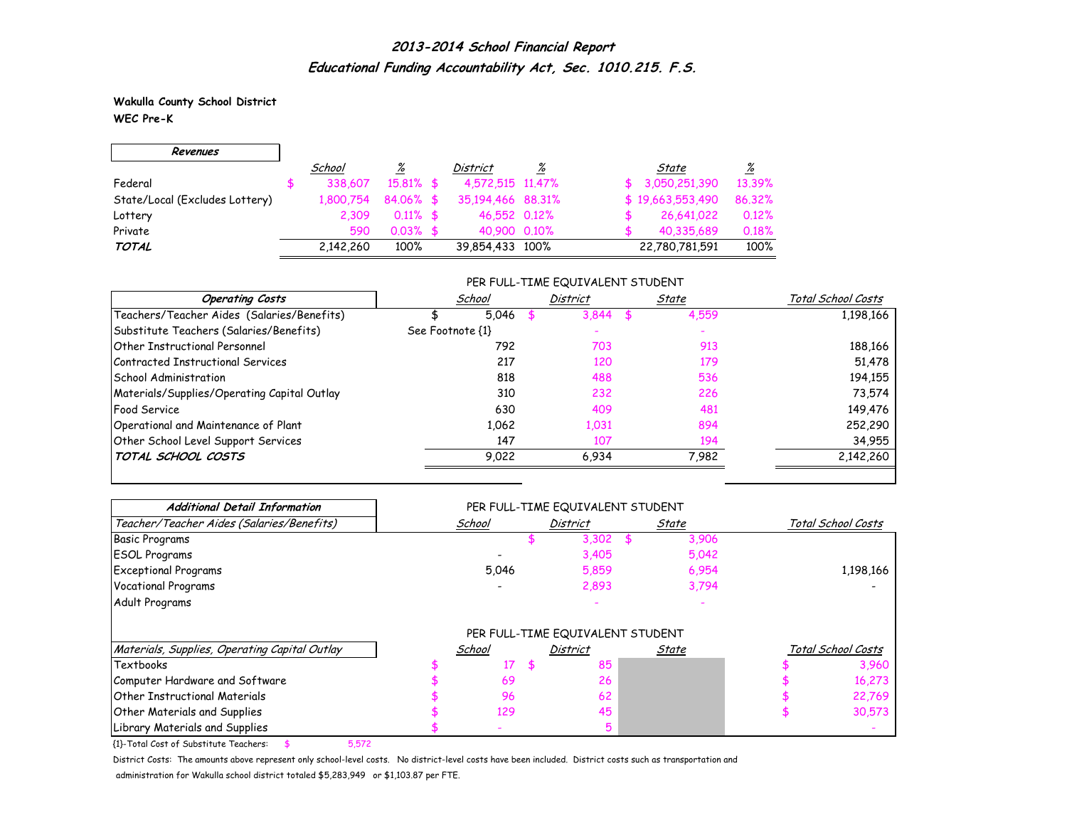# *2013-2014 School Financial Report*
## *Educational Funding Accountability Act, Sec. 1010.215. F.S.*

**Wakulla County School District**
**WEC Pre-K**

| Revenues | School | % | District | % | State | % |
|---|---|---|---|---|---|---|
| Federal | $ 338,607 | 15.81% | $ 4,572,515 | 11.47% | $ 3,050,251,390 | 13.39% |
| State/Local (Excludes Lottery) | 1,800,754 | 84.06% | $ 35,194,466 | 88.31% | $ 19,663,553,490 | 86.32% |
| Lottery | 2,309 | 0.11% | $ 46,552 | 0.12% | $ 26,641,022 | 0.12% |
| Private | 590 | 0.03% | $ 40,900 | 0.10% | $ 40,335,689 | 0.18% |
| ***TOTAL*** | 2,142,260 | 100% | 39,854,433 | 100% | 22,780,781,591 | 100% |

| Operating Costs | School (Per FTE) | District (Per FTE) | State (Per FTE) | Total School Costs |
|---|---|---|---|---|
| Teachers/Teacher Aides (Salaries/Benefits) | $ 5,046 | $ 3,844 | $ 4,559 | 1,198,166 |
| Substitute Teachers (Salaries/Benefits) | See Footnote {1} | - | - | |
| Other Instructional Personnel | 792 | 703 | 913 | 188,166 |
| Contracted Instructional Services | 217 | 120 | 179 | 51,478 |
| School Administration | 818 | 488 | 536 | 194,155 |
| Materials/Supplies/Operating Capital Outlay | 310 | 232 | 226 | 73,574 |
| Food Service | 630 | 409 | 481 | 149,476 |
| Operational and Maintenance of Plant | 1,062 | 1,031 | 894 | 252,290 |
| Other School Level Support Services | 147 | 107 | 194 | 34,955 |
| ***TOTAL SCHOOL COSTS*** | 9,022 | 6,934 | 7,982 | 2,142,260 |

**Additional Detail Information**

| Teacher/Teacher Aides (Salaries/Benefits) | School (Per FTE) | District (Per FTE) | State (Per FTE) | Total School Costs |
|---|---|---|---|---|
| Basic Programs | | $ 3,302 | $ 3,906 | |
| ESOL Programs | - | 3,405 | 5,042 | |
| Exceptional Programs | 5,046 | 5,859 | 6,954 | 1,198,166 |
| Vocational Programs | - | 2,893 | 3,794 | - |
| Adult Programs | | - | - | |

| Materials, Supplies, Operating Capital Outlay | School (Per FTE) | District (Per FTE) | State (Per FTE) | Total School Costs |
|---|---|---|---|---|
| Textbooks | $ 17 | $ 85 | | $ 3,960 |
| Computer Hardware and Software | $ 69 | 26 | | $ 16,273 |
| Other Instructional Materials | $ 96 | 62 | | $ 22,769 |
| Other Materials and Supplies | $ 129 | 45 | | $ 30,573 |
| Library Materials and Supplies | $ - | 5 | | - |

{1}-Total Cost of Substitute Teachers: $ 5,572

District Costs: The amounts above represent only school-level costs. No district-level costs have been included. District costs such as transportation and administration for Wakulla school district totaled $5,283,949 or $1,103.87 per FTE.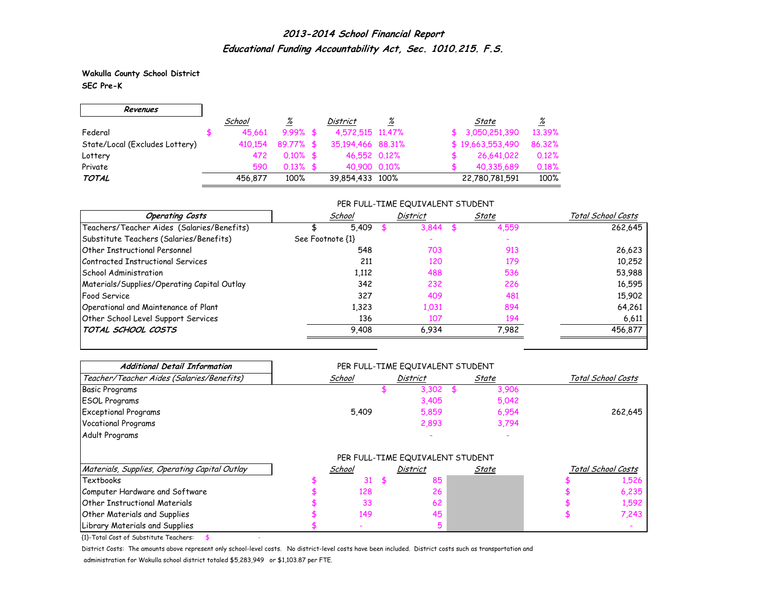# *2013-2014 School Financial Report*
## *Educational Funding Accountability Act, Sec. 1010.215. F.S.*

**Wakulla County School District**
**SEC Pre-K**

| ***Revenues*** | *School* | *%* | *District* | *%* | *State* | *%* |
|---|---|---|---|---|---|---|
| Federal | $ 45,661 | 9.99% | $ 4,572,515 | 11.47% | $ 3,050,251,390 | 13.39% |
| State/Local (Excludes Lottery) | 410,154 | 89.77% | $ 35,194,466 | 88.31% | $ 19,663,553,490 | 86.32% |
| Lottery | 472 | 0.10% | $ 46,552 | 0.12% | $ 26,641,022 | 0.12% |
| Private | 590 | 0.13% | $ 40,900 | 0.10% | $ 40,335,689 | 0.18% |
| ***TOTAL*** | 456,877 | 100% | 39,854,433 | 100% | 22,780,781,591 | 100% |

PER FULL-TIME EQUIVALENT STUDENT

| ***Operating Costs*** | *School* | *District* | *State* | *Total School Costs* |
|---|---|---|---|---|
| Teachers/Teacher Aides (Salaries/Benefits) | $ 5,409 | $ 3,844 | $ 4,559 | 262,645 |
| Substitute Teachers (Salaries/Benefits) | See Footnote {1} | - | - | |
| Other Instructional Personnel | 548 | 703 | 913 | 26,623 |
| Contracted Instructional Services | 211 | 120 | 179 | 10,252 |
| School Administration | 1,112 | 488 | 536 | 53,988 |
| Materials/Supplies/Operating Capital Outlay | 342 | 232 | 226 | 16,595 |
| Food Service | 327 | 409 | 481 | 15,902 |
| Operational and Maintenance of Plant | 1,323 | 1,031 | 894 | 64,261 |
| Other School Level Support Services | 136 | 107 | 194 | 6,611 |
| ***TOTAL SCHOOL COSTS*** | 9,408 | 6,934 | 7,982 | 456,877 |

***Additional Detail Information***

PER FULL-TIME EQUIVALENT STUDENT

| *Teacher/Teacher Aides (Salaries/Benefits)* | *School* | *District* | *State* | *Total School Costs* |
|---|---|---|---|---|
| Basic Programs | | $ 3,302 | $ 3,906 | |
| ESOL Programs | | 3,405 | 5,042 | |
| Exceptional Programs | 5,409 | 5,859 | 6,954 | 262,645 |
| Vocational Programs | | 2,893 | 3,794 | |
| Adult Programs | | - | - | |

PER FULL-TIME EQUIVALENT STUDENT

| *Materials, Supplies, Operating Capital Outlay* | *School* | *District* | *State* | *Total School Costs* |
|---|---|---|---|---|
| Textbooks | $ 31 | $ 85 | | $ 1,526 |
| Computer Hardware and Software | $ 128 | 26 | | $ 6,235 |
| Other Instructional Materials | $ 33 | 62 | | $ 1,592 |
| Other Materials and Supplies | $ 149 | 45 | | $ 7,243 |
| Library Materials and Supplies | $ - | 5 | | - |

{1}-Total Cost of Substitute Teachers: $ -

District Costs: The amounts above represent only school-level costs. No district-level costs have been included. District costs such as transportation and administration for Wakulla school district totaled $5,283,949 or $1,103.87 per FTE.